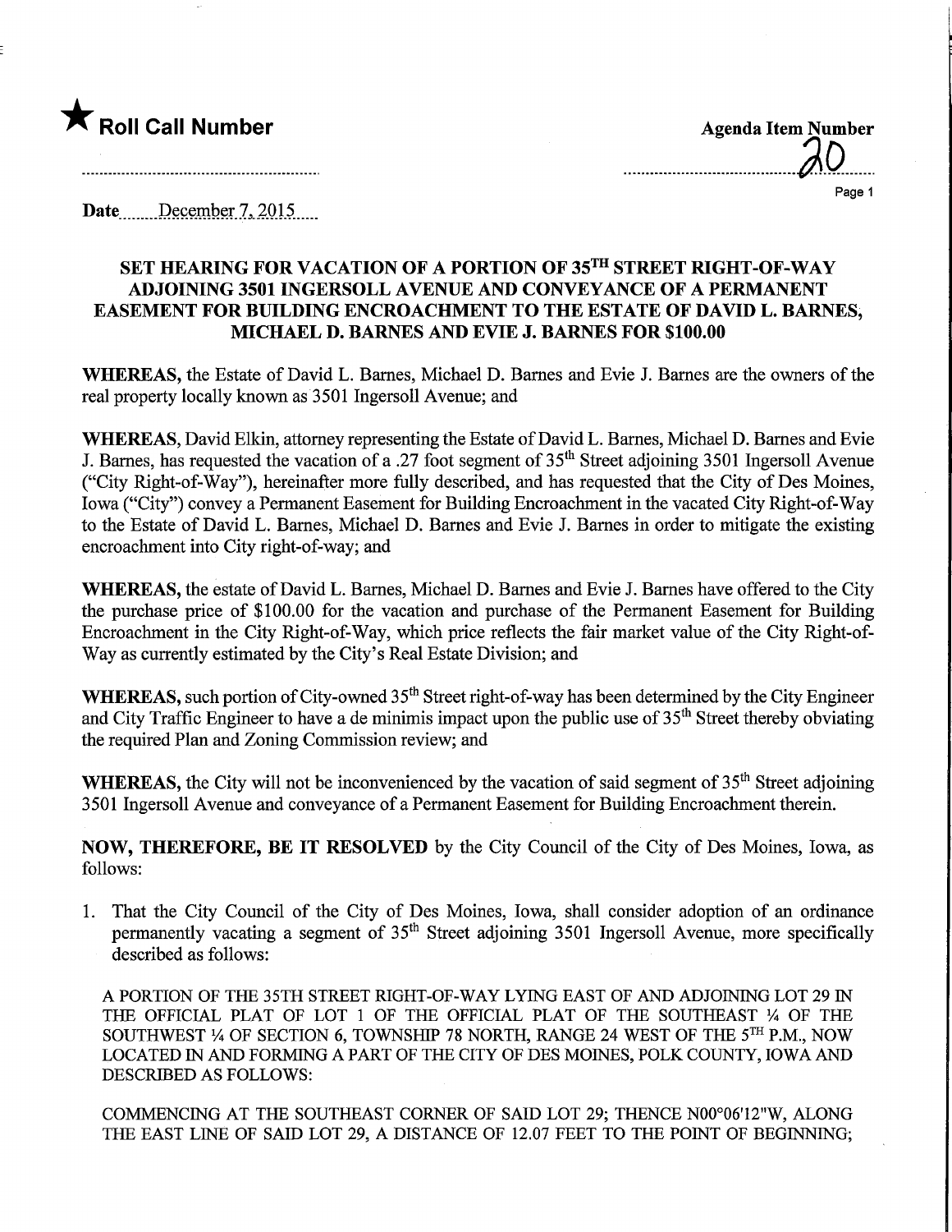★ **Roll Call Number**

**Agenda Item Number**

20

Date December 7, 2015

## SET HEARING FOR VACATION OF A PORTION OF 35TH STREET RIGHT-OF-WAY ADJOINING 3501 INGERSOLL AVENUE AND CONVEYANCE OF A PERMANENT EASEMENT FOR BUILDING ENCROACHMENT TO THE ESTATE OF DAVID L. BARNES, MICHAEL D. BARNES AND EVIE J. BARNES FOR $100.00

**WHEREAS,** the Estate of David L. Barnes, Michael D. Barnes and Evie J. Barnes are the owners of the real property locally known as 3501 Ingersoll Avenue; and

**WHEREAS,** David Elkin, attorney representing the Estate of David L. Barnes, Michael D. Barnes and Evie J. Barnes, has requested the vacation of a .27 foot segment of 35th Street adjoining 3501 Ingersoll Avenue ("City Right-of-Way"), hereinafter more fully described, and has requested that the City of Des Moines, Iowa ("City") convey a Permanent Easement for Building Encroachment in the vacated City Right-of-Way to the Estate of David L. Barnes, Michael D. Barnes and Evie J. Barnes in order to mitigate the existing encroachment into City right-of-way; and

**WHEREAS,** the estate of David L. Barnes, Michael D. Barnes and Evie J. Barnes have offered to the City the purchase price of $100.00 for the vacation and purchase of the Permanent Easement for Building Encroachment in the City Right-of-Way, which price reflects the fair market value of the City Right-of-Way as currently estimated by the City's Real Estate Division; and

**WHEREAS,** such portion of City-owned 35th Street right-of-way has been determined by the City Engineer and City Traffic Engineer to have a de minimis impact upon the public use of 35th Street thereby obviating the required Plan and Zoning Commission review; and

**WHEREAS,** the City will not be inconvenienced by the vacation of said segment of 35th Street adjoining 3501 Ingersoll Avenue and conveyance of a Permanent Easement for Building Encroachment therein.

**NOW, THEREFORE, BE IT RESOLVED** by the City Council of the City of Des Moines, Iowa, as follows:

1. That the City Council of the City of Des Moines, Iowa, shall consider adoption of an ordinance permanently vacating a segment of 35th Street adjoining 3501 Ingersoll Avenue, more specifically described as follows:

   A PORTION OF THE 35TH STREET RIGHT-OF-WAY LYING EAST OF AND ADJOINING LOT 29 IN THE OFFICIAL PLAT OF LOT 1 OF THE OFFICIAL PLAT OF THE SOUTHEAST ¼ OF THE SOUTHWEST ¼ OF SECTION 6, TOWNSHIP 78 NORTH, RANGE 24 WEST OF THE 5TH P.M., NOW LOCATED IN AND FORMING A PART OF THE CITY OF DES MOINES, POLK COUNTY, IOWA AND DESCRIBED AS FOLLOWS:

   COMMENCING AT THE SOUTHEAST CORNER OF SAID LOT 29; THENCE N00°06'12"W, ALONG THE EAST LINE OF SAID LOT 29, A DISTANCE OF 12.07 FEET TO THE POINT OF BEGINNING;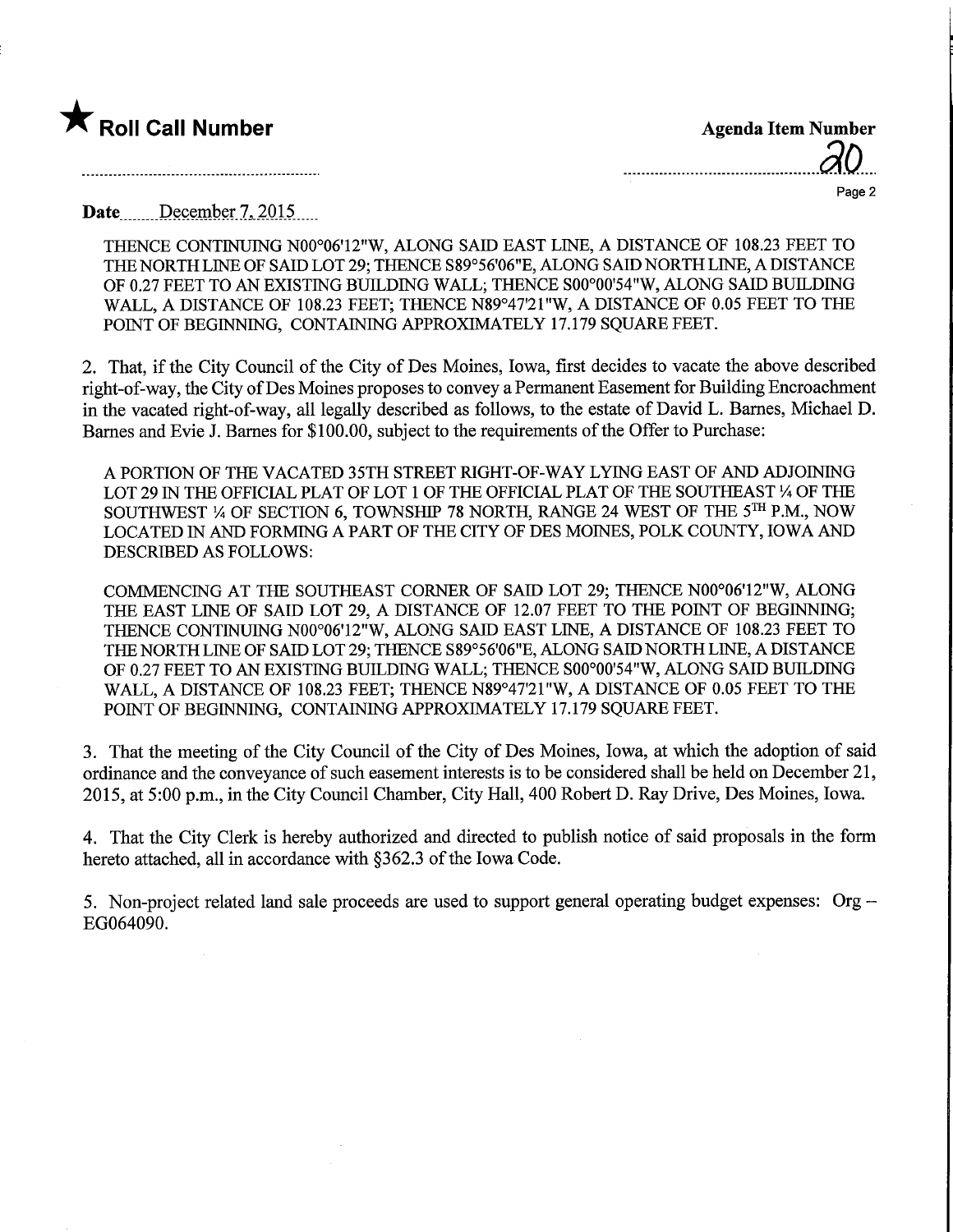**★ Roll Call Number**

**Agenda Item Number**
20

**Date** December 7, 2015

THENCE CONTINUING N00°06'12"W, ALONG SAID EAST LINE, A DISTANCE OF 108.23 FEET TO THE NORTH LINE OF SAID LOT 29; THENCE S89°56'06"E, ALONG SAID NORTH LINE, A DISTANCE OF 0.27 FEET TO AN EXISTING BUILDING WALL; THENCE S00°00'54"W, ALONG SAID BUILDING WALL, A DISTANCE OF 108.23 FEET; THENCE N89°47'21"W, A DISTANCE OF 0.05 FEET TO THE POINT OF BEGINNING, CONTAINING APPROXIMATELY 17.179 SQUARE FEET.

2. That, if the City Council of the City of Des Moines, Iowa, first decides to vacate the above described right-of-way, the City of Des Moines proposes to convey a Permanent Easement for Building Encroachment in the vacated right-of-way, all legally described as follows, to the estate of David L. Barnes, Michael D. Barnes and Evie J. Barnes for $100.00, subject to the requirements of the Offer to Purchase:

A PORTION OF THE VACATED 35TH STREET RIGHT-OF-WAY LYING EAST OF AND ADJOINING LOT 29 IN THE OFFICIAL PLAT OF LOT 1 OF THE OFFICIAL PLAT OF THE SOUTHEAST ¼ OF THE SOUTHWEST ¼ OF SECTION 6, TOWNSHIP 78 NORTH, RANGE 24 WEST OF THE 5TH P.M., NOW LOCATED IN AND FORMING A PART OF THE CITY OF DES MOINES, POLK COUNTY, IOWA AND DESCRIBED AS FOLLOWS:

COMMENCING AT THE SOUTHEAST CORNER OF SAID LOT 29; THENCE N00°06'12"W, ALONG THE EAST LINE OF SAID LOT 29, A DISTANCE OF 12.07 FEET TO THE POINT OF BEGINNING; THENCE CONTINUING N00°06'12"W, ALONG SAID EAST LINE, A DISTANCE OF 108.23 FEET TO THE NORTH LINE OF SAID LOT 29; THENCE S89°56'06"E, ALONG SAID NORTH LINE, A DISTANCE OF 0.27 FEET TO AN EXISTING BUILDING WALL; THENCE S00°00'54"W, ALONG SAID BUILDING WALL, A DISTANCE OF 108.23 FEET; THENCE N89°47'21"W, A DISTANCE OF 0.05 FEET TO THE POINT OF BEGINNING, CONTAINING APPROXIMATELY 17.179 SQUARE FEET.

3. That the meeting of the City Council of the City of Des Moines, Iowa, at which the adoption of said ordinance and the conveyance of such easement interests is to be considered shall be held on December 21, 2015, at 5:00 p.m., in the City Council Chamber, City Hall, 400 Robert D. Ray Drive, Des Moines, Iowa.

4. That the City Clerk is hereby authorized and directed to publish notice of said proposals in the form hereto attached, all in accordance with §362.3 of the Iowa Code.

5. Non-project related land sale proceeds are used to support general operating budget expenses: Org – EG064090.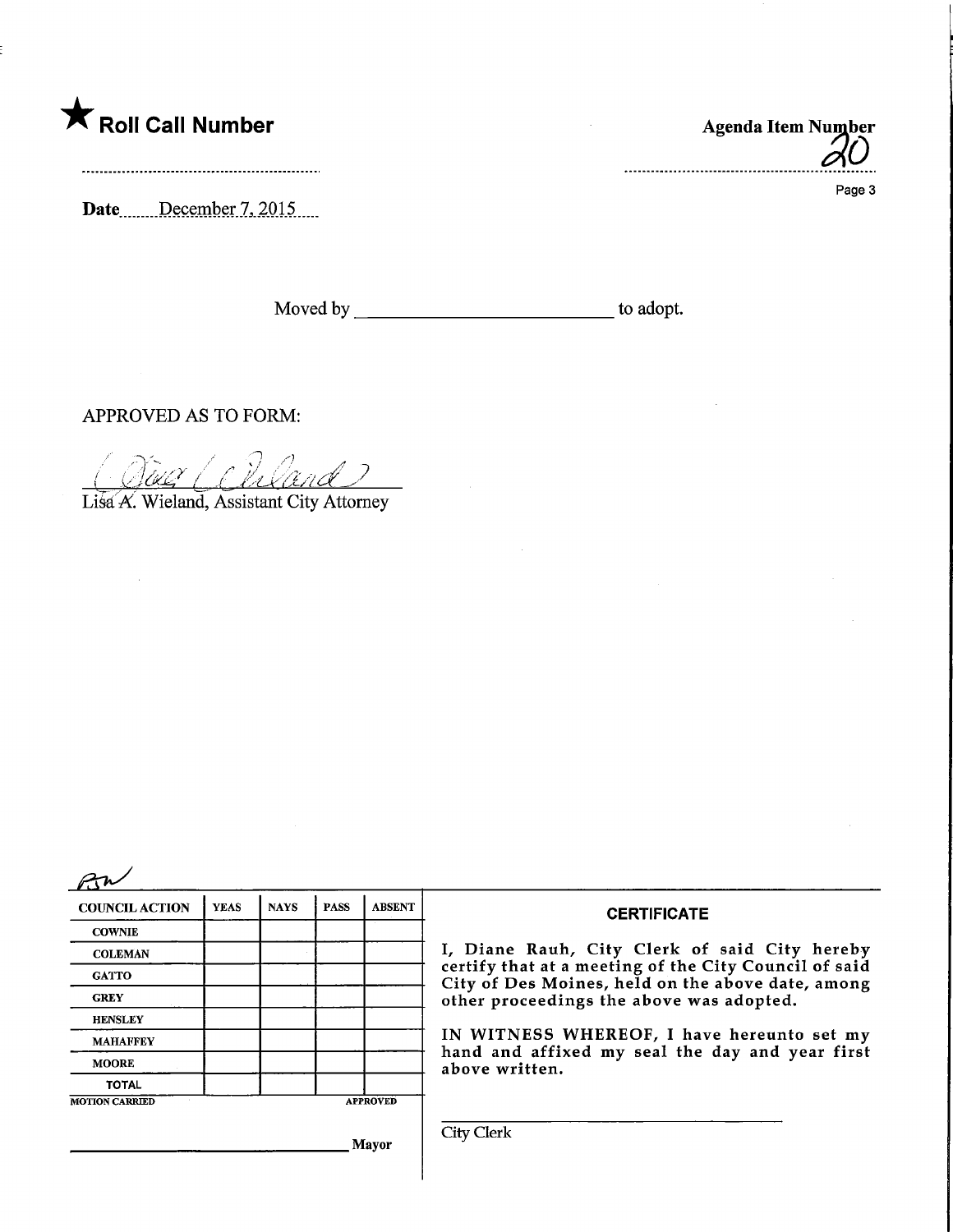★ **Roll Call Number**

**Agenda Item Number** 20

**Date** December 7, 2015

Moved by ____________________ to adopt.

APPROVED AS TO FORM:

Lisa A. Wieland, Assistant City Attorney

| COUNCIL ACTION | YEAS | NAYS | PASS | ABSENT |
|---|---|---|---|---|
| COWNIE | | | | |
| COLEMAN | | | | |
| GATTO | | | | |
| GREY | | | | |
| HENSLEY | | | | |
| MAHAFFEY | | | | |
| MOORE | | | | |
| TOTAL | | | | |

MOTION CARRIED APPROVED

____________________ Mayor

**CERTIFICATE**

I, Diane Rauh, City Clerk of said City hereby certify that at a meeting of the City Council of said City of Des Moines, held on the above date, among other proceedings the above was adopted.

IN WITNESS WHEREOF, I have hereunto set my hand and affixed my seal the day and year first above written.

____________________
City Clerk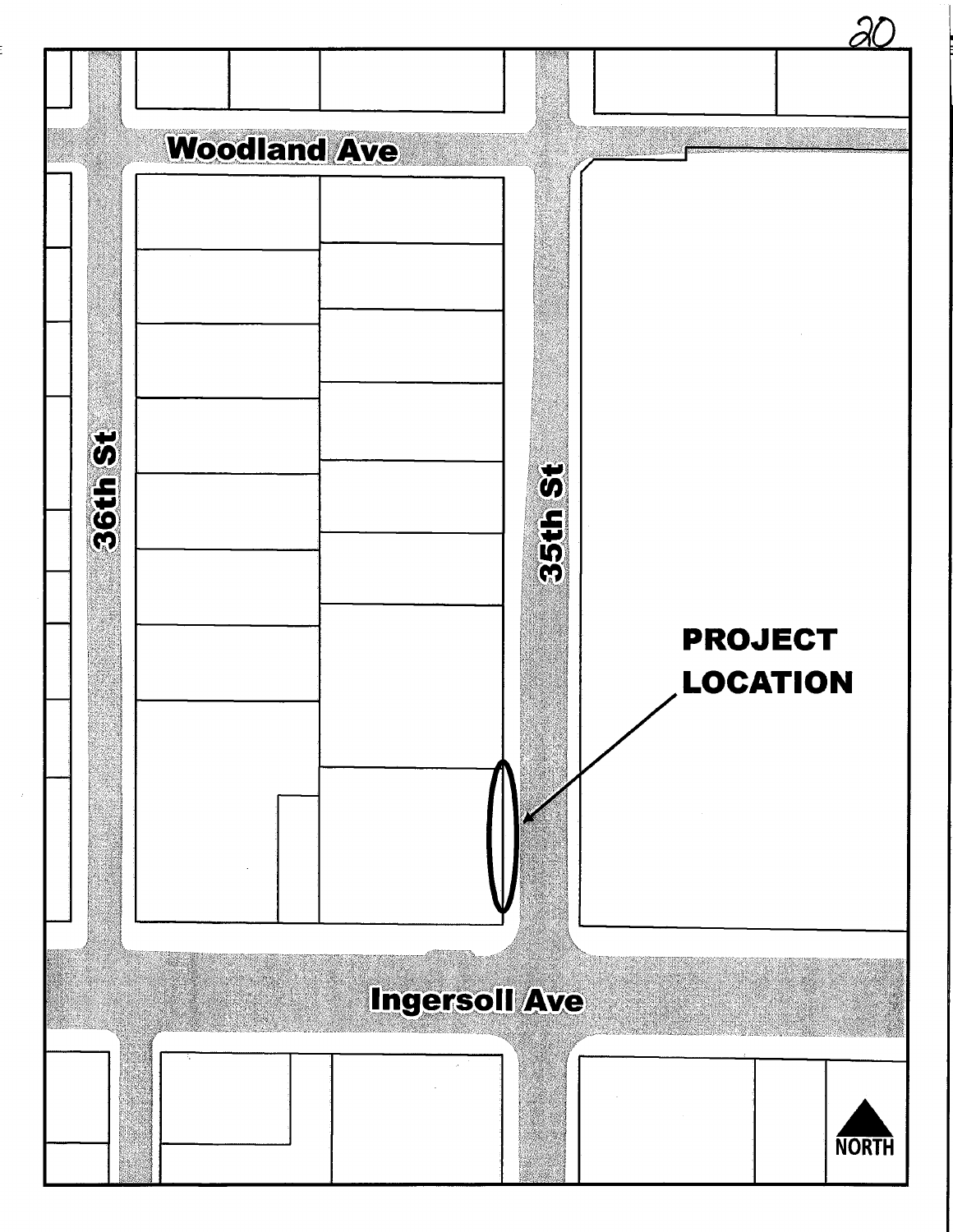Woodland Ave

36th St

35th St

PROJECT LOCATION

Ingersoll Ave

NORTH